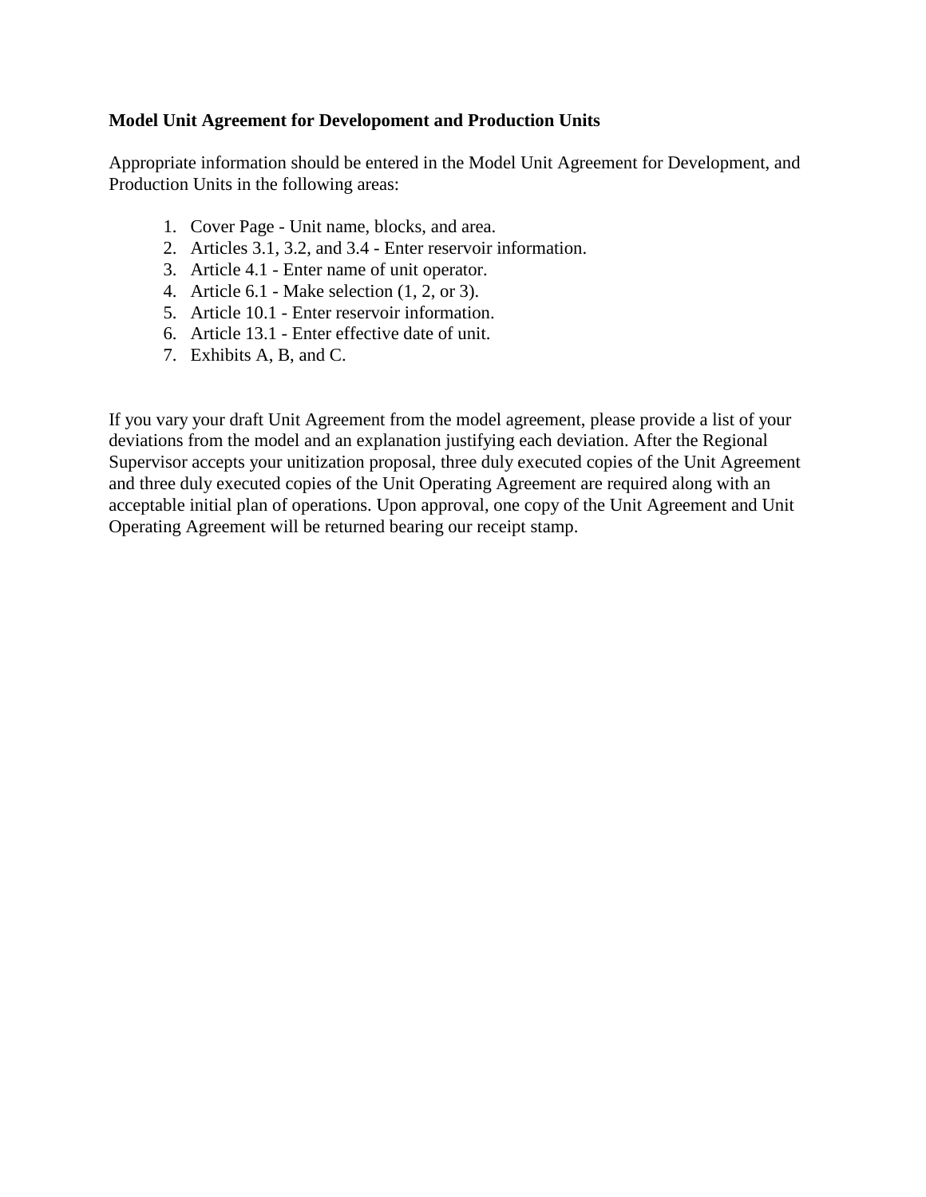**Model Unit Agreement for Developoment and Production Units**

Appropriate information should be entered in the Model Unit Agreement for Development, and Production Units in the following areas:

1. Cover Page - Unit name, blocks, and area.
2. Articles 3.1, 3.2, and 3.4 - Enter reservoir information.
3. Article 4.1 - Enter name of unit operator.
4. Article 6.1 - Make selection (1, 2, or 3).
5. Article 10.1 - Enter reservoir information.
6. Article 13.1 - Enter effective date of unit.
7. Exhibits A, B, and C.

If you vary your draft Unit Agreement from the model agreement, please provide a list of your deviations from the model and an explanation justifying each deviation. After the Regional Supervisor accepts your unitization proposal, three duly executed copies of the Unit Agreement and three duly executed copies of the Unit Operating Agreement are required along with an acceptable initial plan of operations. Upon approval, one copy of the Unit Agreement and Unit Operating Agreement will be returned bearing our receipt stamp.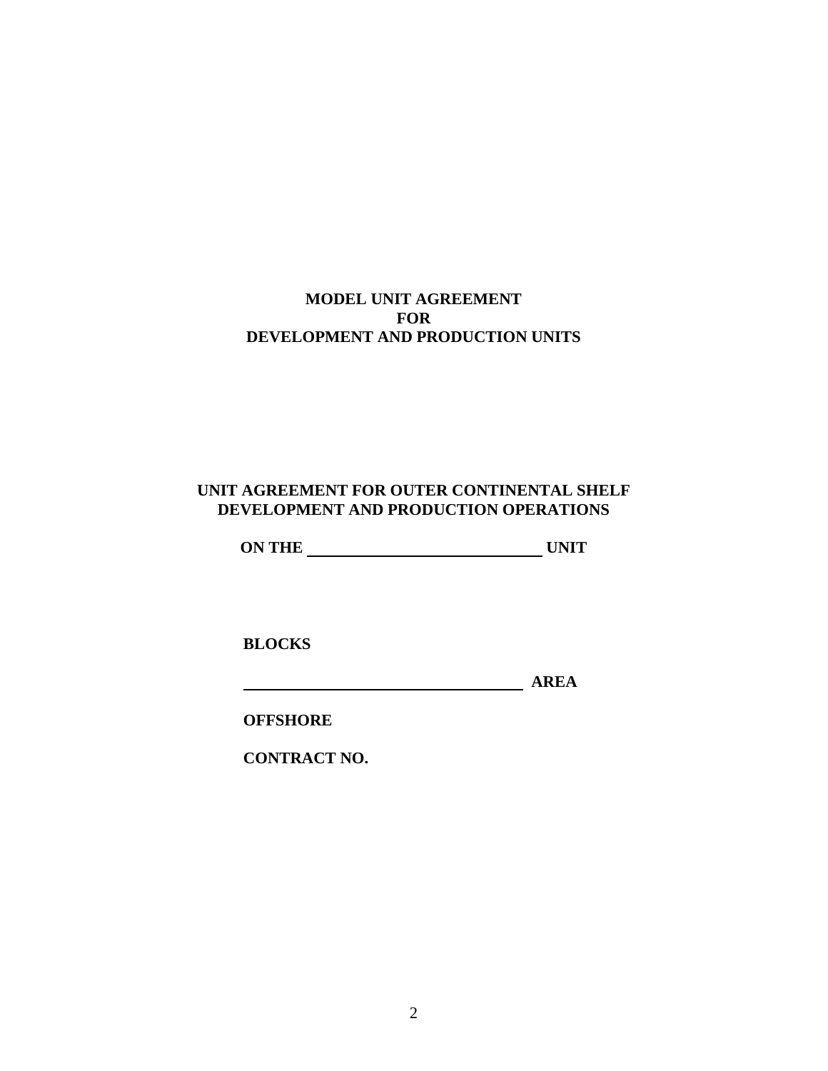# MODEL UNIT AGREEMENT
# FOR
# DEVELOPMENT AND PRODUCTION UNITS

## UNIT AGREEMENT FOR OUTER CONTINENTAL SHELF DEVELOPMENT AND PRODUCTION OPERATIONS

**ON THE \_\_\_\_\_\_\_\_\_\_\_\_\_\_\_\_\_\_\_\_\_\_\_\_\_\_\_\_\_\_ UNIT**

**BLOCKS**

**\_\_\_\_\_\_\_\_\_\_\_\_\_\_\_\_\_\_\_\_\_\_\_\_\_\_\_\_\_\_\_\_\_\_\_\_ AREA**

**OFFSHORE**

**CONTRACT NO.**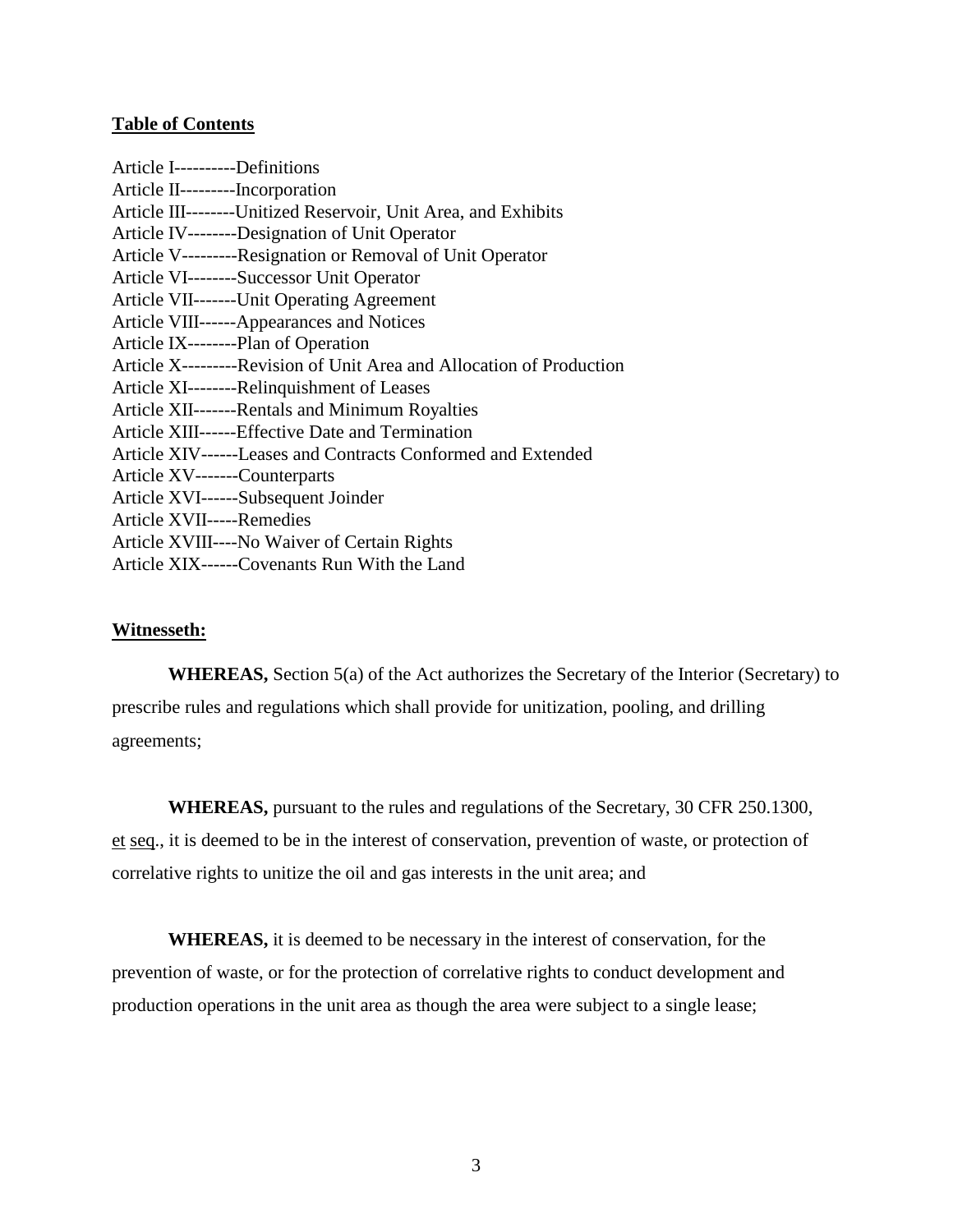**Table of Contents**

Article I----------Definitions  
Article II---------Incorporation  
Article III--------Unitized Reservoir, Unit Area, and Exhibits  
Article IV--------Designation of Unit Operator  
Article V---------Resignation or Removal of Unit Operator  
Article VI--------Successor Unit Operator  
Article VII-------Unit Operating Agreement  
Article VIII------Appearances and Notices  
Article IX--------Plan of Operation  
Article X---------Revision of Unit Area and Allocation of Production  
Article XI--------Relinquishment of Leases  
Article XII-------Rentals and Minimum Royalties  
Article XIII------Effective Date and Termination  
Article XIV------Leases and Contracts Conformed and Extended  
Article XV-------Counterparts  
Article XVI------Subsequent Joinder  
Article XVII-----Remedies  
Article XVIII----No Waiver of Certain Rights  
Article XIX------Covenants Run With the Land

**Witnesseth:**

**WHEREAS,** Section 5(a) of the Act authorizes the Secretary of the Interior (Secretary) to prescribe rules and regulations which shall provide for unitization, pooling, and drilling agreements;

**WHEREAS,** pursuant to the rules and regulations of the Secretary, 30 CFR 250.1300, et seq., it is deemed to be in the interest of conservation, prevention of waste, or protection of correlative rights to unitize the oil and gas interests in the unit area; and

**WHEREAS,** it is deemed to be necessary in the interest of conservation, for the prevention of waste, or for the protection of correlative rights to conduct development and production operations in the unit area as though the area were subject to a single lease;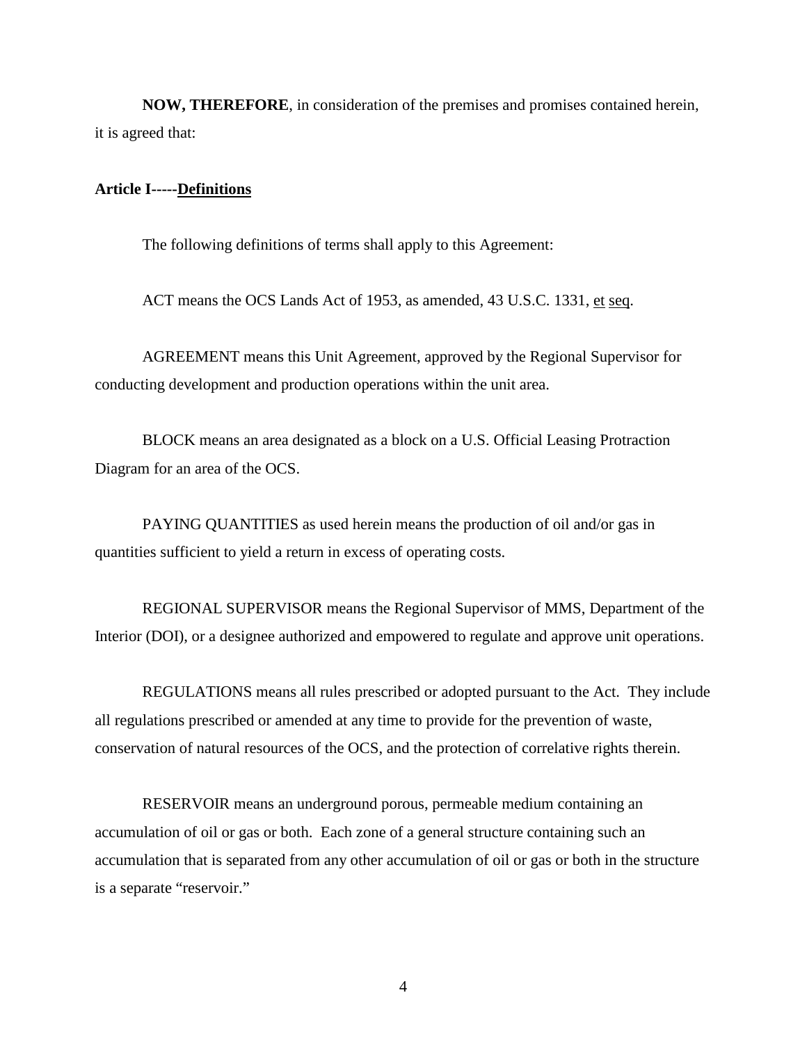**NOW, THEREFORE**, in consideration of the premises and promises contained herein, it is agreed that:

**Article I-----Definitions**

The following definitions of terms shall apply to this Agreement:

ACT means the OCS Lands Act of 1953, as amended, 43 U.S.C. 1331, et seq.

AGREEMENT means this Unit Agreement, approved by the Regional Supervisor for conducting development and production operations within the unit area.

BLOCK means an area designated as a block on a U.S. Official Leasing Protraction Diagram for an area of the OCS.

PAYING QUANTITIES as used herein means the production of oil and/or gas in quantities sufficient to yield a return in excess of operating costs.

REGIONAL SUPERVISOR means the Regional Supervisor of MMS, Department of the Interior (DOI), or a designee authorized and empowered to regulate and approve unit operations.

REGULATIONS means all rules prescribed or adopted pursuant to the Act. They include all regulations prescribed or amended at any time to provide for the prevention of waste, conservation of natural resources of the OCS, and the protection of correlative rights therein.

RESERVOIR means an underground porous, permeable medium containing an accumulation of oil or gas or both. Each zone of a general structure containing such an accumulation that is separated from any other accumulation of oil or gas or both in the structure is a separate "reservoir."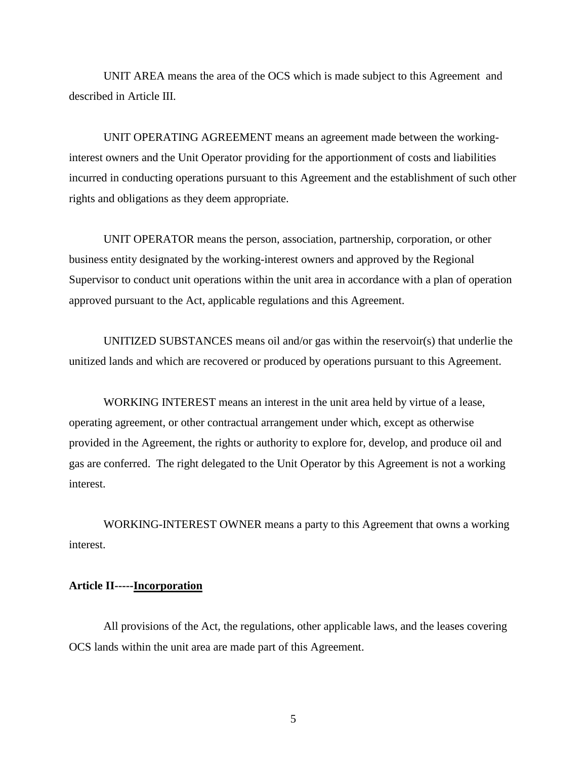UNIT AREA means the area of the OCS which is made subject to this Agreement and described in Article III.

UNIT OPERATING AGREEMENT means an agreement made between the working-interest owners and the Unit Operator providing for the apportionment of costs and liabilities incurred in conducting operations pursuant to this Agreement and the establishment of such other rights and obligations as they deem appropriate.

UNIT OPERATOR means the person, association, partnership, corporation, or other business entity designated by the working-interest owners and approved by the Regional Supervisor to conduct unit operations within the unit area in accordance with a plan of operation approved pursuant to the Act, applicable regulations and this Agreement.

UNITIZED SUBSTANCES means oil and/or gas within the reservoir(s) that underlie the unitized lands and which are recovered or produced by operations pursuant to this Agreement.

WORKING INTEREST means an interest in the unit area held by virtue of a lease, operating agreement, or other contractual arrangement under which, except as otherwise provided in the Agreement, the rights or authority to explore for, develop, and produce oil and gas are conferred. The right delegated to the Unit Operator by this Agreement is not a working interest.

WORKING-INTEREST OWNER means a party to this Agreement that owns a working interest.

**Article II-----<u>Incorporation</u>**

All provisions of the Act, the regulations, other applicable laws, and the leases covering OCS lands within the unit area are made part of this Agreement.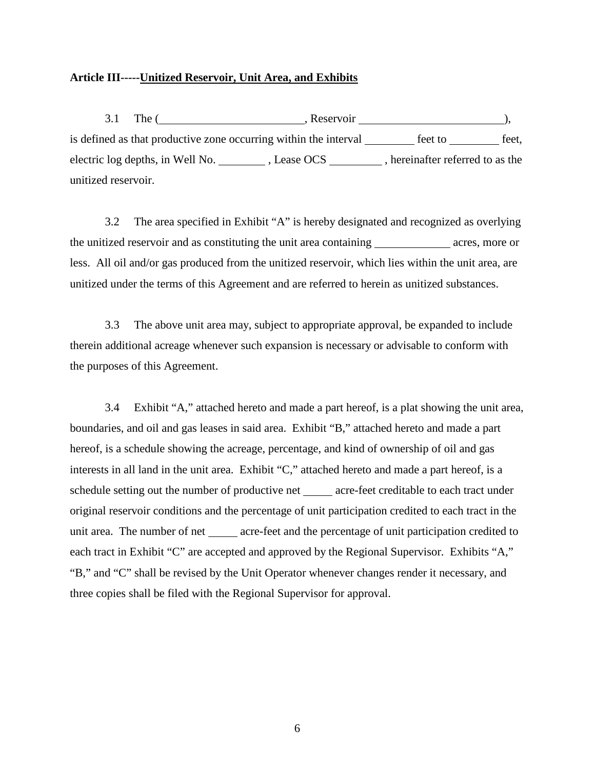**Article III-----Unitized Reservoir, Unit Area, and Exhibits**

3.1 The (\_\_\_\_\_\_\_\_\_\_\_\_\_\_\_\_\_\_\_\_\_\_\_\_\_, Reservoir \_\_\_\_\_\_\_\_\_\_\_\_\_\_\_\_\_\_\_\_\_\_\_\_\_), is defined as that productive zone occurring within the interval \_\_\_\_\_\_\_\_ feet to \_\_\_\_\_\_\_\_ feet, electric log depths, in Well No. \_\_\_\_\_\_\_\_ , Lease OCS \_\_\_\_\_\_\_\_\_ , hereinafter referred to as the unitized reservoir.

3.2 The area specified in Exhibit "A" is hereby designated and recognized as overlying the unitized reservoir and as constituting the unit area containing \_\_\_\_\_\_\_\_\_\_\_\_\_ acres, more or less. All oil and/or gas produced from the unitized reservoir, which lies within the unit area, are unitized under the terms of this Agreement and are referred to herein as unitized substances.

3.3 The above unit area may, subject to appropriate approval, be expanded to include therein additional acreage whenever such expansion is necessary or advisable to conform with the purposes of this Agreement.

3.4 Exhibit "A," attached hereto and made a part hereof, is a plat showing the unit area, boundaries, and oil and gas leases in said area. Exhibit "B," attached hereto and made a part hereof, is a schedule showing the acreage, percentage, and kind of ownership of oil and gas interests in all land in the unit area. Exhibit "C," attached hereto and made a part hereof, is a schedule setting out the number of productive net \_\_\_\_\_ acre-feet creditable to each tract under original reservoir conditions and the percentage of unit participation credited to each tract in the unit area. The number of net \_\_\_\_\_ acre-feet and the percentage of unit participation credited to each tract in Exhibit "C" are accepted and approved by the Regional Supervisor. Exhibits "A," "B," and "C" shall be revised by the Unit Operator whenever changes render it necessary, and three copies shall be filed with the Regional Supervisor for approval.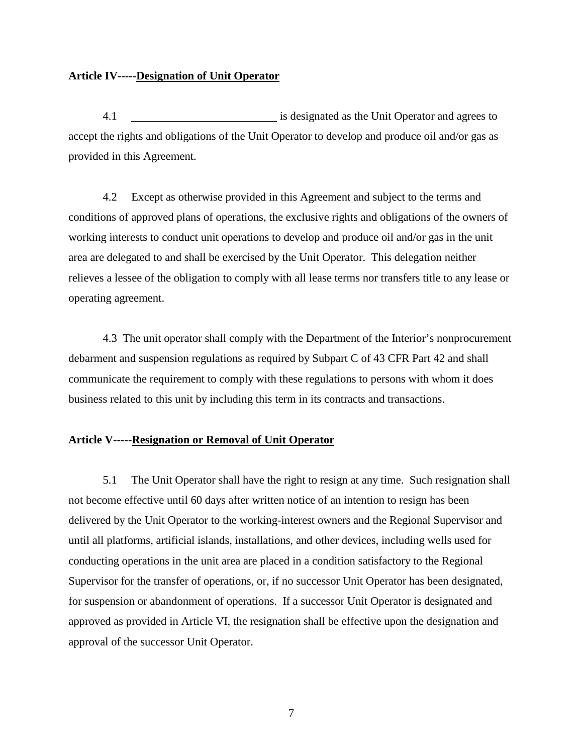**Article IV-----<u>Designation of Unit Operator</u>**

4.1 \_\_\_\_\_\_\_\_\_\_\_\_\_\_\_\_\_\_\_\_\_\_\_\_\_\_ is designated as the Unit Operator and agrees to accept the rights and obligations of the Unit Operator to develop and produce oil and/or gas as provided in this Agreement.

4.2 Except as otherwise provided in this Agreement and subject to the terms and conditions of approved plans of operations, the exclusive rights and obligations of the owners of working interests to conduct unit operations to develop and produce oil and/or gas in the unit area are delegated to and shall be exercised by the Unit Operator. This delegation neither relieves a lessee of the obligation to comply with all lease terms nor transfers title to any lease or operating agreement.

4.3 The unit operator shall comply with the Department of the Interior's nonprocurement debarment and suspension regulations as required by Subpart C of 43 CFR Part 42 and shall communicate the requirement to comply with these regulations to persons with whom it does business related to this unit by including this term in its contracts and transactions.

**Article V-----<u>Resignation or Removal of Unit Operator</u>**

5.1 The Unit Operator shall have the right to resign at any time. Such resignation shall not become effective until 60 days after written notice of an intention to resign has been delivered by the Unit Operator to the working-interest owners and the Regional Supervisor and until all platforms, artificial islands, installations, and other devices, including wells used for conducting operations in the unit area are placed in a condition satisfactory to the Regional Supervisor for the transfer of operations, or, if no successor Unit Operator has been designated, for suspension or abandonment of operations. If a successor Unit Operator is designated and approved as provided in Article VI, the resignation shall be effective upon the designation and approval of the successor Unit Operator.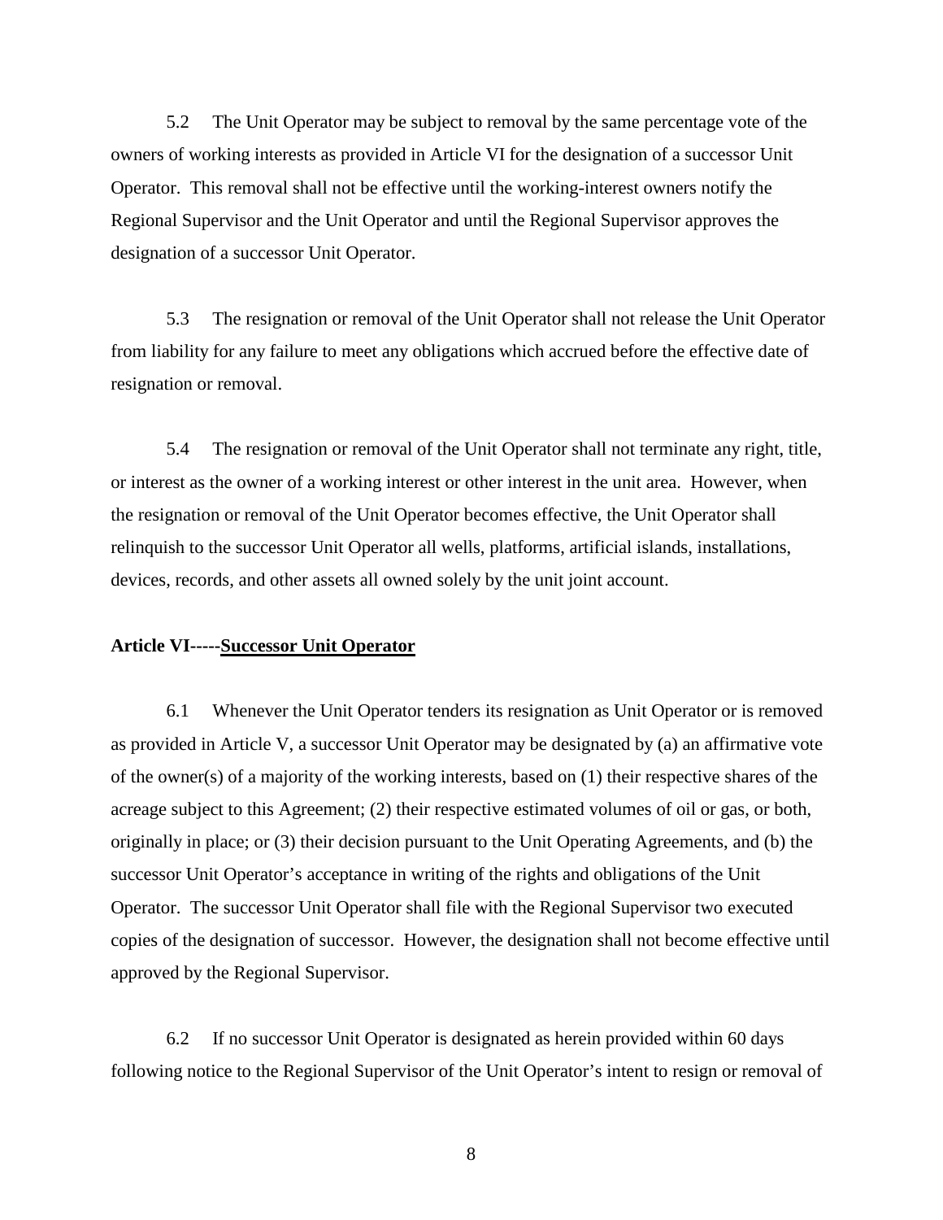5.2 The Unit Operator may be subject to removal by the same percentage vote of the owners of working interests as provided in Article VI for the designation of a successor Unit Operator. This removal shall not be effective until the working-interest owners notify the Regional Supervisor and the Unit Operator and until the Regional Supervisor approves the designation of a successor Unit Operator.

5.3 The resignation or removal of the Unit Operator shall not release the Unit Operator from liability for any failure to meet any obligations which accrued before the effective date of resignation or removal.

5.4 The resignation or removal of the Unit Operator shall not terminate any right, title, or interest as the owner of a working interest or other interest in the unit area. However, when the resignation or removal of the Unit Operator becomes effective, the Unit Operator shall relinquish to the successor Unit Operator all wells, platforms, artificial islands, installations, devices, records, and other assets all owned solely by the unit joint account.

**Article VI-----<u>Successor Unit Operator</u>**

6.1 Whenever the Unit Operator tenders its resignation as Unit Operator or is removed as provided in Article V, a successor Unit Operator may be designated by (a) an affirmative vote of the owner(s) of a majority of the working interests, based on (1) their respective shares of the acreage subject to this Agreement; (2) their respective estimated volumes of oil or gas, or both, originally in place; or (3) their decision pursuant to the Unit Operating Agreements, and (b) the successor Unit Operator's acceptance in writing of the rights and obligations of the Unit Operator. The successor Unit Operator shall file with the Regional Supervisor two executed copies of the designation of successor. However, the designation shall not become effective until approved by the Regional Supervisor.

6.2 If no successor Unit Operator is designated as herein provided within 60 days following notice to the Regional Supervisor of the Unit Operator's intent to resign or removal of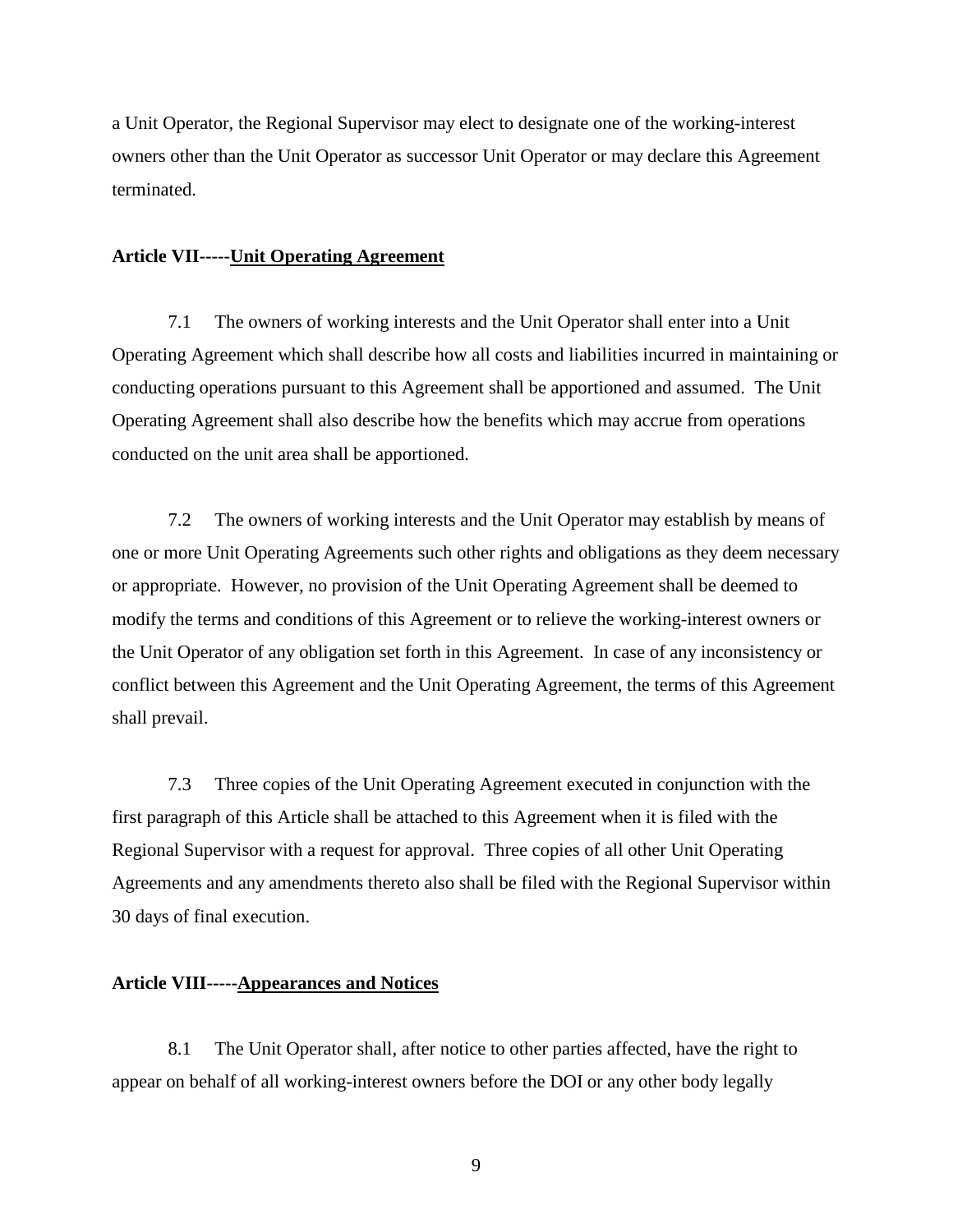a Unit Operator, the Regional Supervisor may elect to designate one of the working-interest owners other than the Unit Operator as successor Unit Operator or may declare this Agreement terminated.

**Article VII-----<u>Unit Operating Agreement</u>**

7.1 The owners of working interests and the Unit Operator shall enter into a Unit Operating Agreement which shall describe how all costs and liabilities incurred in maintaining or conducting operations pursuant to this Agreement shall be apportioned and assumed. The Unit Operating Agreement shall also describe how the benefits which may accrue from operations conducted on the unit area shall be apportioned.

7.2 The owners of working interests and the Unit Operator may establish by means of one or more Unit Operating Agreements such other rights and obligations as they deem necessary or appropriate. However, no provision of the Unit Operating Agreement shall be deemed to modify the terms and conditions of this Agreement or to relieve the working-interest owners or the Unit Operator of any obligation set forth in this Agreement. In case of any inconsistency or conflict between this Agreement and the Unit Operating Agreement, the terms of this Agreement shall prevail.

7.3 Three copies of the Unit Operating Agreement executed in conjunction with the first paragraph of this Article shall be attached to this Agreement when it is filed with the Regional Supervisor with a request for approval. Three copies of all other Unit Operating Agreements and any amendments thereto also shall be filed with the Regional Supervisor within 30 days of final execution.

**Article VIII-----<u>Appearances and Notices</u>**

8.1 The Unit Operator shall, after notice to other parties affected, have the right to appear on behalf of all working-interest owners before the DOI or any other body legally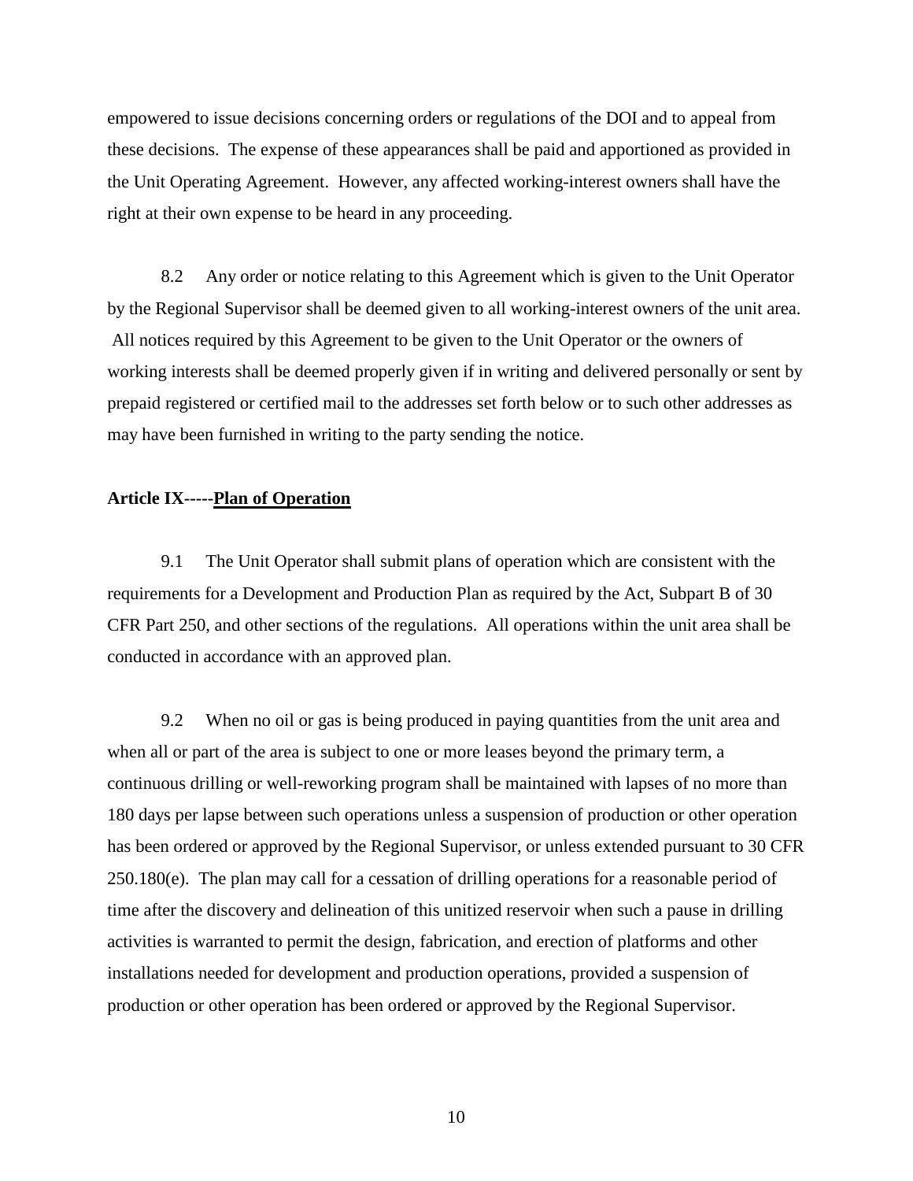empowered to issue decisions concerning orders or regulations of the DOI and to appeal from these decisions. The expense of these appearances shall be paid and apportioned as provided in the Unit Operating Agreement. However, any affected working-interest owners shall have the right at their own expense to be heard in any proceeding.

8.2 Any order or notice relating to this Agreement which is given to the Unit Operator by the Regional Supervisor shall be deemed given to all working-interest owners of the unit area. All notices required by this Agreement to be given to the Unit Operator or the owners of working interests shall be deemed properly given if in writing and delivered personally or sent by prepaid registered or certified mail to the addresses set forth below or to such other addresses as may have been furnished in writing to the party sending the notice.

**Article IX-----Plan of Operation**

9.1 The Unit Operator shall submit plans of operation which are consistent with the requirements for a Development and Production Plan as required by the Act, Subpart B of 30 CFR Part 250, and other sections of the regulations. All operations within the unit area shall be conducted in accordance with an approved plan.

9.2 When no oil or gas is being produced in paying quantities from the unit area and when all or part of the area is subject to one or more leases beyond the primary term, a continuous drilling or well-reworking program shall be maintained with lapses of no more than 180 days per lapse between such operations unless a suspension of production or other operation has been ordered or approved by the Regional Supervisor, or unless extended pursuant to 30 CFR 250.180(e). The plan may call for a cessation of drilling operations for a reasonable period of time after the discovery and delineation of this unitized reservoir when such a pause in drilling activities is warranted to permit the design, fabrication, and erection of platforms and other installations needed for development and production operations, provided a suspension of production or other operation has been ordered or approved by the Regional Supervisor.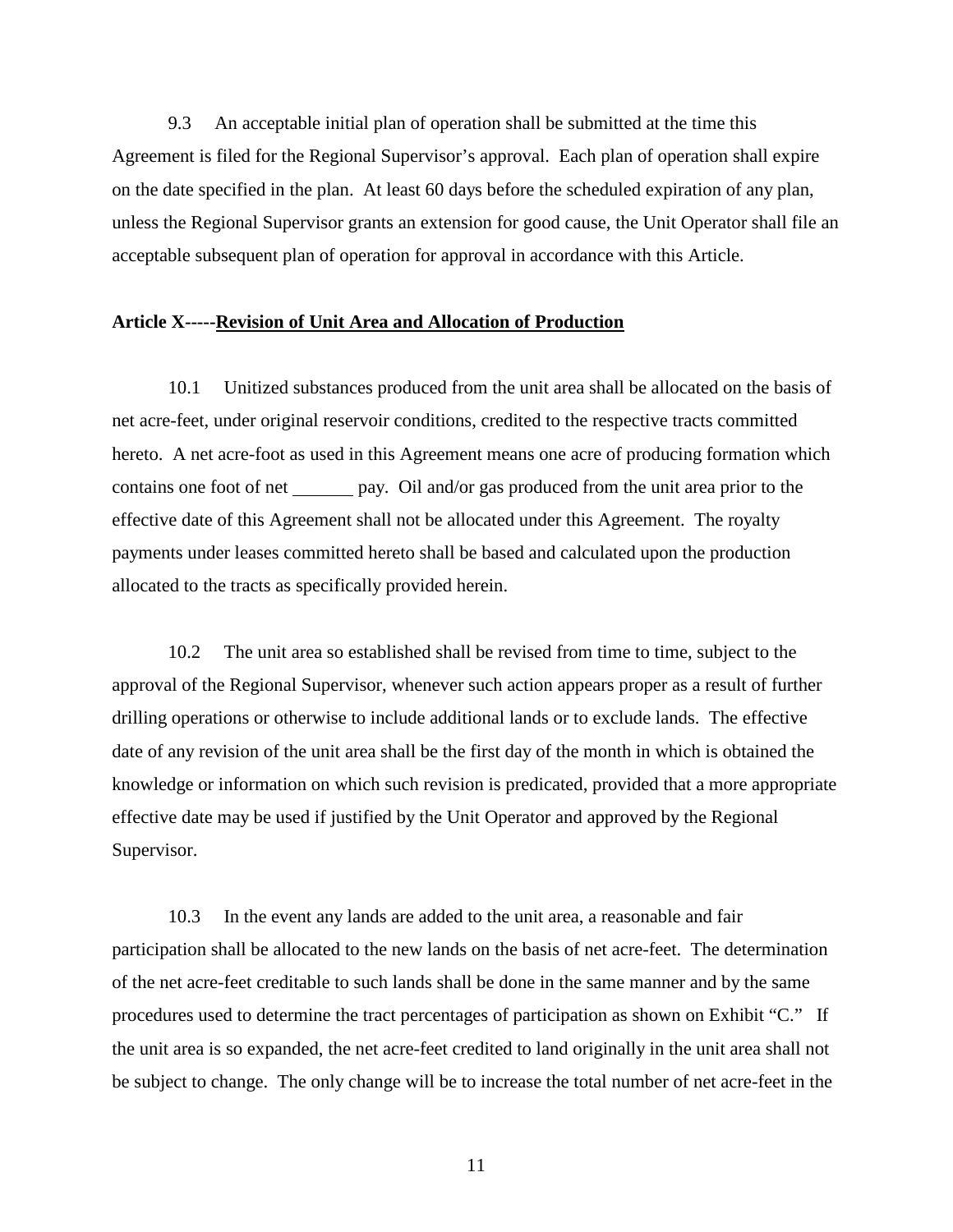9.3 An acceptable initial plan of operation shall be submitted at the time this Agreement is filed for the Regional Supervisor's approval. Each plan of operation shall expire on the date specified in the plan. At least 60 days before the scheduled expiration of any plan, unless the Regional Supervisor grants an extension for good cause, the Unit Operator shall file an acceptable subsequent plan of operation for approval in accordance with this Article.

**Article X-----<u>Revision of Unit Area and Allocation of Production</u>**

10.1 Unitized substances produced from the unit area shall be allocated on the basis of net acre-feet, under original reservoir conditions, credited to the respective tracts committed hereto. A net acre-foot as used in this Agreement means one acre of producing formation which contains one foot of net _______ pay. Oil and/or gas produced from the unit area prior to the effective date of this Agreement shall not be allocated under this Agreement. The royalty payments under leases committed hereto shall be based and calculated upon the production allocated to the tracts as specifically provided herein.

10.2 The unit area so established shall be revised from time to time, subject to the approval of the Regional Supervisor, whenever such action appears proper as a result of further drilling operations or otherwise to include additional lands or to exclude lands. The effective date of any revision of the unit area shall be the first day of the month in which is obtained the knowledge or information on which such revision is predicated, provided that a more appropriate effective date may be used if justified by the Unit Operator and approved by the Regional Supervisor.

10.3 In the event any lands are added to the unit area, a reasonable and fair participation shall be allocated to the new lands on the basis of net acre-feet. The determination of the net acre-feet creditable to such lands shall be done in the same manner and by the same procedures used to determine the tract percentages of participation as shown on Exhibit "C." If the unit area is so expanded, the net acre-feet credited to land originally in the unit area shall not be subject to change. The only change will be to increase the total number of net acre-feet in the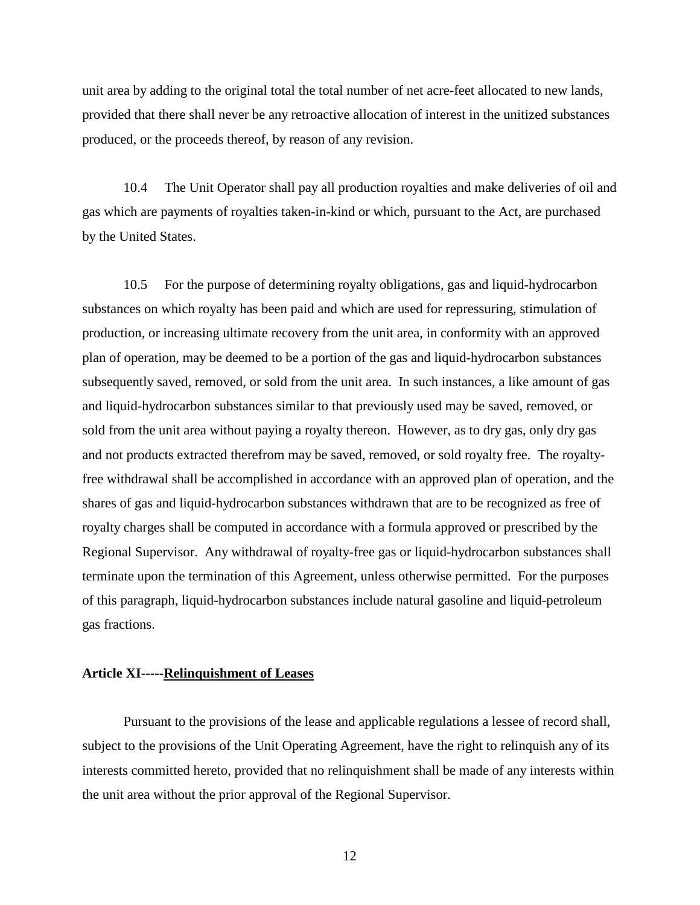unit area by adding to the original total the total number of net acre-feet allocated to new lands, provided that there shall never be any retroactive allocation of interest in the unitized substances produced, or the proceeds thereof, by reason of any revision.

10.4 The Unit Operator shall pay all production royalties and make deliveries of oil and gas which are payments of royalties taken-in-kind or which, pursuant to the Act, are purchased by the United States.

10.5 For the purpose of determining royalty obligations, gas and liquid-hydrocarbon substances on which royalty has been paid and which are used for repressuring, stimulation of production, or increasing ultimate recovery from the unit area, in conformity with an approved plan of operation, may be deemed to be a portion of the gas and liquid-hydrocarbon substances subsequently saved, removed, or sold from the unit area. In such instances, a like amount of gas and liquid-hydrocarbon substances similar to that previously used may be saved, removed, or sold from the unit area without paying a royalty thereon. However, as to dry gas, only dry gas and not products extracted therefrom may be saved, removed, or sold royalty free. The royalty-free withdrawal shall be accomplished in accordance with an approved plan of operation, and the shares of gas and liquid-hydrocarbon substances withdrawn that are to be recognized as free of royalty charges shall be computed in accordance with a formula approved or prescribed by the Regional Supervisor. Any withdrawal of royalty-free gas or liquid-hydrocarbon substances shall terminate upon the termination of this Agreement, unless otherwise permitted. For the purposes of this paragraph, liquid-hydrocarbon substances include natural gasoline and liquid-petroleum gas fractions.

**Article XI-----<u>Relinquishment of Leases</u>**

Pursuant to the provisions of the lease and applicable regulations a lessee of record shall, subject to the provisions of the Unit Operating Agreement, have the right to relinquish any of its interests committed hereto, provided that no relinquishment shall be made of any interests within the unit area without the prior approval of the Regional Supervisor.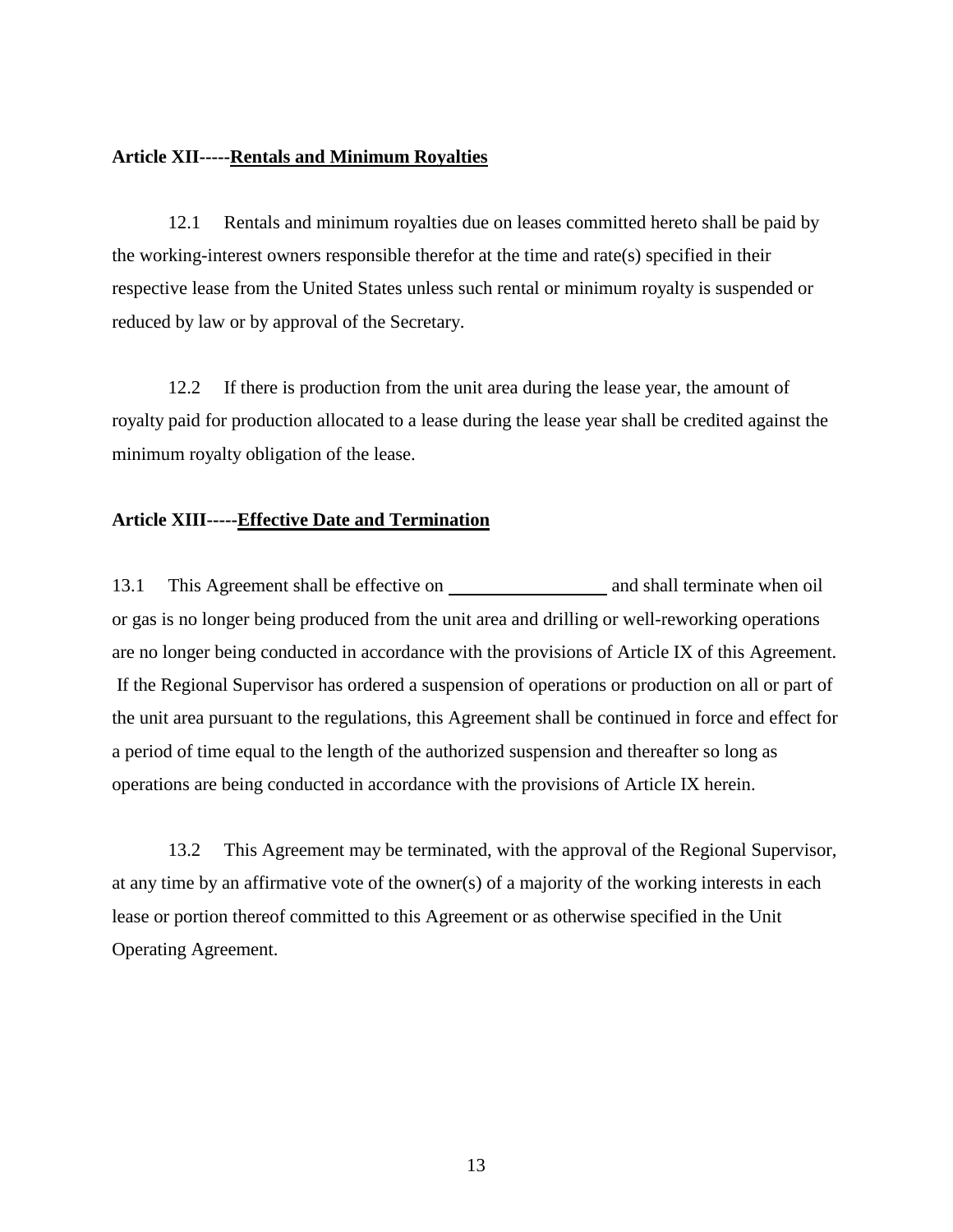**Article XII-----Rentals and Minimum Royalties**

12.1 Rentals and minimum royalties due on leases committed hereto shall be paid by the working-interest owners responsible therefor at the time and rate(s) specified in their respective lease from the United States unless such rental or minimum royalty is suspended or reduced by law or by approval of the Secretary.

12.2 If there is production from the unit area during the lease year, the amount of royalty paid for production allocated to a lease during the lease year shall be credited against the minimum royalty obligation of the lease.

**Article XIII-----Effective Date and Termination**

13.1 This Agreement shall be effective on \_\_\_\_\_\_\_\_\_\_\_\_\_\_\_\_\_ and shall terminate when oil or gas is no longer being produced from the unit area and drilling or well-reworking operations are no longer being conducted in accordance with the provisions of Article IX of this Agreement. If the Regional Supervisor has ordered a suspension of operations or production on all or part of the unit area pursuant to the regulations, this Agreement shall be continued in force and effect for a period of time equal to the length of the authorized suspension and thereafter so long as operations are being conducted in accordance with the provisions of Article IX herein.

13.2 This Agreement may be terminated, with the approval of the Regional Supervisor, at any time by an affirmative vote of the owner(s) of a majority of the working interests in each lease or portion thereof committed to this Agreement or as otherwise specified in the Unit Operating Agreement.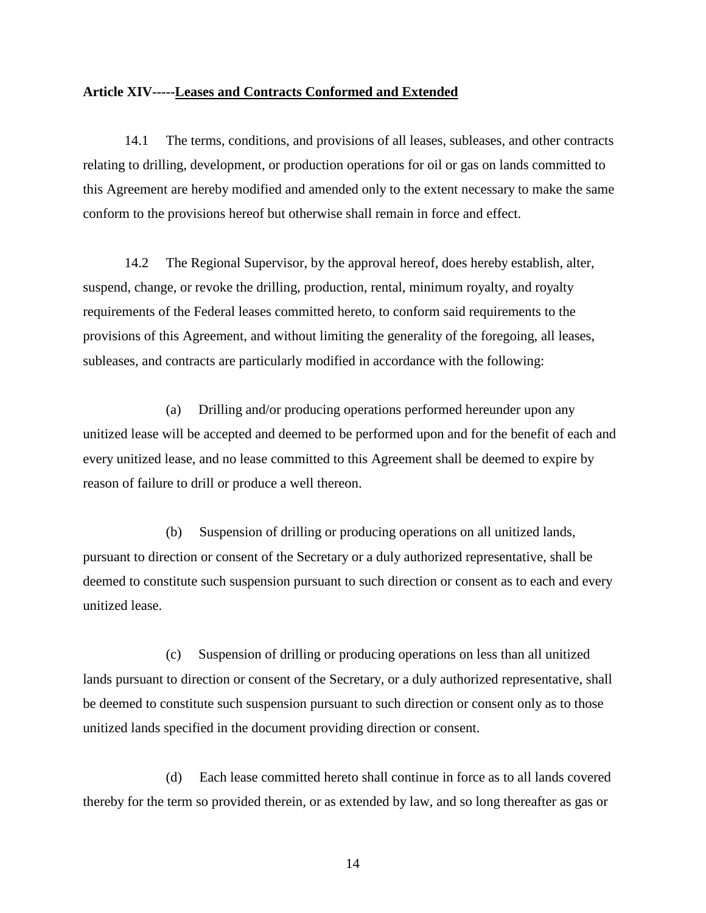**Article XIV-----Leases and Contracts Conformed and Extended**

14.1 The terms, conditions, and provisions of all leases, subleases, and other contracts relating to drilling, development, or production operations for oil or gas on lands committed to this Agreement are hereby modified and amended only to the extent necessary to make the same conform to the provisions hereof but otherwise shall remain in force and effect.

14.2 The Regional Supervisor, by the approval hereof, does hereby establish, alter, suspend, change, or revoke the drilling, production, rental, minimum royalty, and royalty requirements of the Federal leases committed hereto, to conform said requirements to the provisions of this Agreement, and without limiting the generality of the foregoing, all leases, subleases, and contracts are particularly modified in accordance with the following:

(a) Drilling and/or producing operations performed hereunder upon any unitized lease will be accepted and deemed to be performed upon and for the benefit of each and every unitized lease, and no lease committed to this Agreement shall be deemed to expire by reason of failure to drill or produce a well thereon.

(b) Suspension of drilling or producing operations on all unitized lands, pursuant to direction or consent of the Secretary or a duly authorized representative, shall be deemed to constitute such suspension pursuant to such direction or consent as to each and every unitized lease.

(c) Suspension of drilling or producing operations on less than all unitized lands pursuant to direction or consent of the Secretary, or a duly authorized representative, shall be deemed to constitute such suspension pursuant to such direction or consent only as to those unitized lands specified in the document providing direction or consent.

(d) Each lease committed hereto shall continue in force as to all lands covered thereby for the term so provided therein, or as extended by law, and so long thereafter as gas or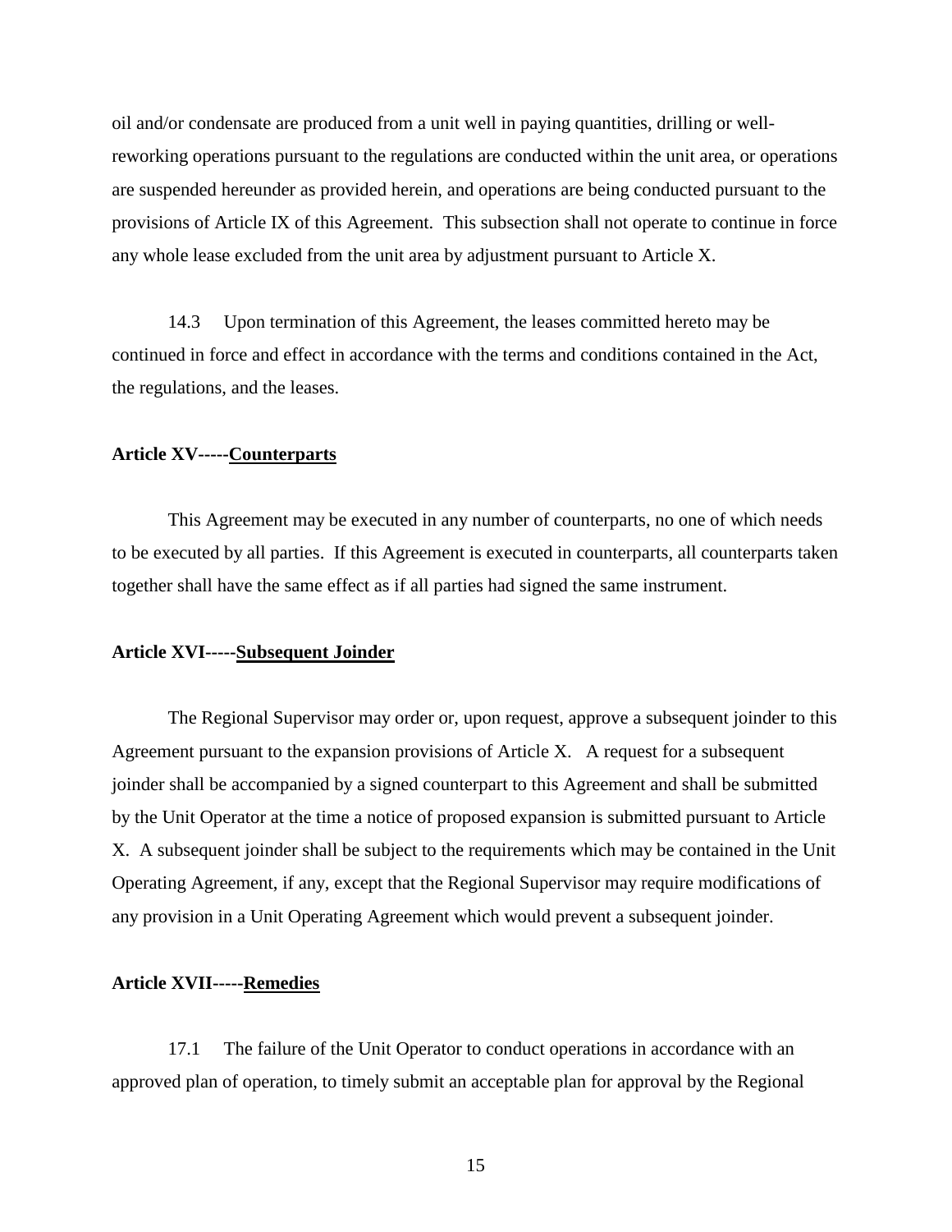oil and/or condensate are produced from a unit well in paying quantities, drilling or well-reworking operations pursuant to the regulations are conducted within the unit area, or operations are suspended hereunder as provided herein, and operations are being conducted pursuant to the provisions of Article IX of this Agreement. This subsection shall not operate to continue in force any whole lease excluded from the unit area by adjustment pursuant to Article X.

14.3 Upon termination of this Agreement, the leases committed hereto may be continued in force and effect in accordance with the terms and conditions contained in the Act, the regulations, and the leases.

**Article XV-----<u>Counterparts</u>**

This Agreement may be executed in any number of counterparts, no one of which needs to be executed by all parties. If this Agreement is executed in counterparts, all counterparts taken together shall have the same effect as if all parties had signed the same instrument.

**Article XVI-----<u>Subsequent Joinder</u>**

The Regional Supervisor may order or, upon request, approve a subsequent joinder to this Agreement pursuant to the expansion provisions of Article X. A request for a subsequent joinder shall be accompanied by a signed counterpart to this Agreement and shall be submitted by the Unit Operator at the time a notice of proposed expansion is submitted pursuant to Article X. A subsequent joinder shall be subject to the requirements which may be contained in the Unit Operating Agreement, if any, except that the Regional Supervisor may require modifications of any provision in a Unit Operating Agreement which would prevent a subsequent joinder.

**Article XVII-----<u>Remedies</u>**

17.1 The failure of the Unit Operator to conduct operations in accordance with an approved plan of operation, to timely submit an acceptable plan for approval by the Regional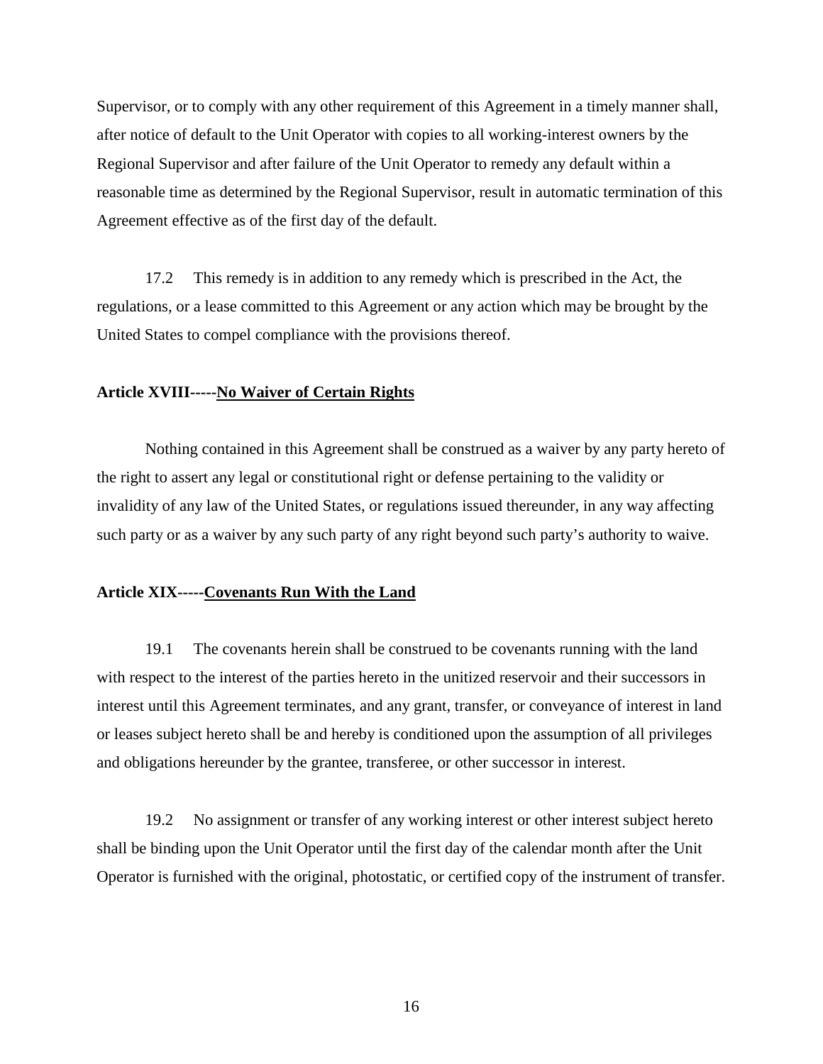Supervisor, or to comply with any other requirement of this Agreement in a timely manner shall, after notice of default to the Unit Operator with copies to all working-interest owners by the Regional Supervisor and after failure of the Unit Operator to remedy any default within a reasonable time as determined by the Regional Supervisor, result in automatic termination of this Agreement effective as of the first day of the default.

17.2 This remedy is in addition to any remedy which is prescribed in the Act, the regulations, or a lease committed to this Agreement or any action which may be brought by the United States to compel compliance with the provisions thereof.

**Article XVIII-----<u>No Waiver of Certain Rights</u>**

Nothing contained in this Agreement shall be construed as a waiver by any party hereto of the right to assert any legal or constitutional right or defense pertaining to the validity or invalidity of any law of the United States, or regulations issued thereunder, in any way affecting such party or as a waiver by any such party of any right beyond such party's authority to waive.

**Article XIX-----<u>Covenants Run With the Land</u>**

19.1 The covenants herein shall be construed to be covenants running with the land with respect to the interest of the parties hereto in the unitized reservoir and their successors in interest until this Agreement terminates, and any grant, transfer, or conveyance of interest in land or leases subject hereto shall be and hereby is conditioned upon the assumption of all privileges and obligations hereunder by the grantee, transferee, or other successor in interest.

19.2 No assignment or transfer of any working interest or other interest subject hereto shall be binding upon the Unit Operator until the first day of the calendar month after the Unit Operator is furnished with the original, photostatic, or certified copy of the instrument of transfer.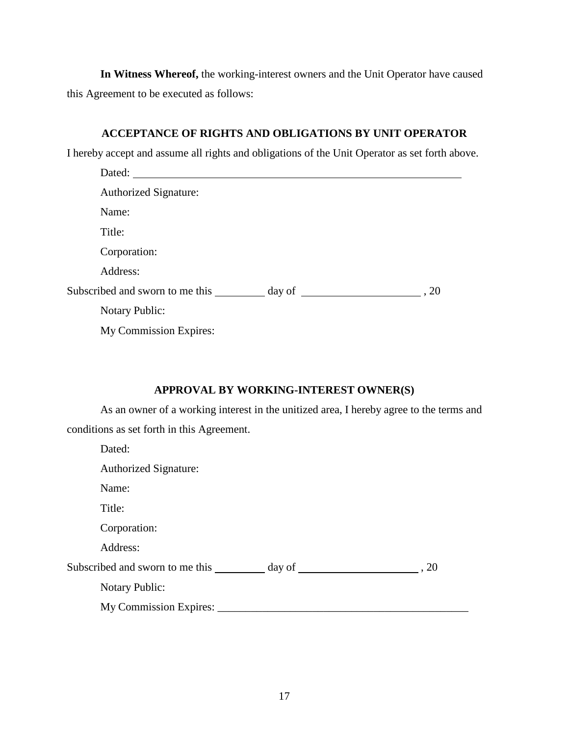**In Witness Whereof,** the working-interest owners and the Unit Operator have caused this Agreement to be executed as follows:

### ACCEPTANCE OF RIGHTS AND OBLIGATIONS BY UNIT OPERATOR

I hereby accept and assume all rights and obligations of the Unit Operator as set forth above.

Dated: \_\_\_\_\_\_\_\_\_\_\_\_\_\_\_\_\_\_\_\_\_\_\_\_\_\_\_\_\_\_\_\_\_\_\_\_\_\_\_\_\_\_\_\_\_\_\_\_

Authorized Signature:

Name:

Title:

Corporation:

Address:

Subscribed and sworn to me this \_\_\_\_\_\_\_\_ day of \_\_\_\_\_\_\_\_\_\_\_\_\_\_\_\_\_\_\_\_ , 20

Notary Public:

My Commission Expires:

### APPROVAL BY WORKING-INTEREST OWNER(S)

As an owner of a working interest in the unitized area, I hereby agree to the terms and conditions as set forth in this Agreement.

Dated:

Authorized Signature:

Name:

Title:

Corporation:

Address:

Subscribed and sworn to me this \_\_\_\_\_\_\_\_ day of \_\_\_\_\_\_\_\_\_\_\_\_\_\_\_\_\_\_\_\_ , 20

Notary Public:

My Commission Expires: \_\_\_\_\_\_\_\_\_\_\_\_\_\_\_\_\_\_\_\_\_\_\_\_\_\_\_\_\_\_\_\_\_\_\_\_\_\_\_\_\_\_\_\_\_\_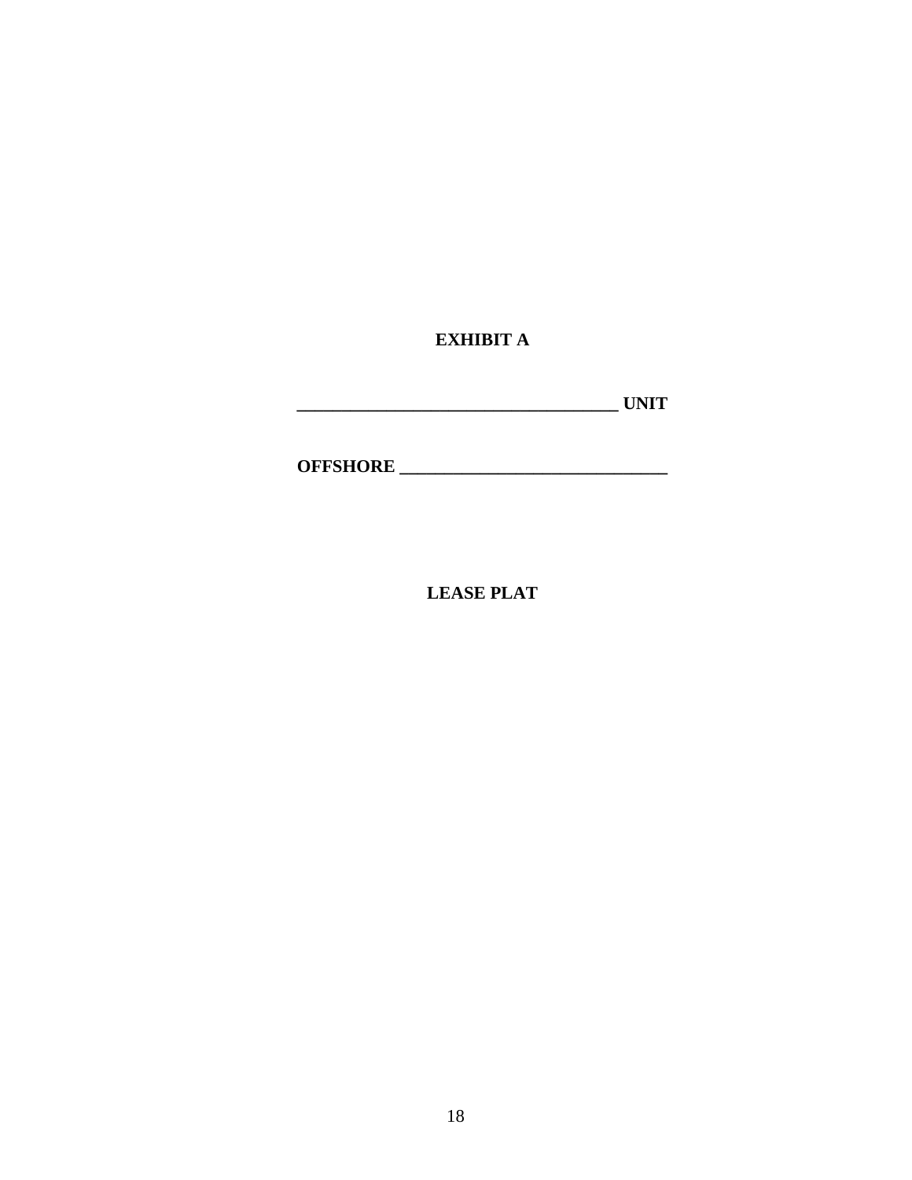**EXHIBIT A**

**____________________________________ UNIT**

**OFFSHORE ______________________________**

**LEASE PLAT**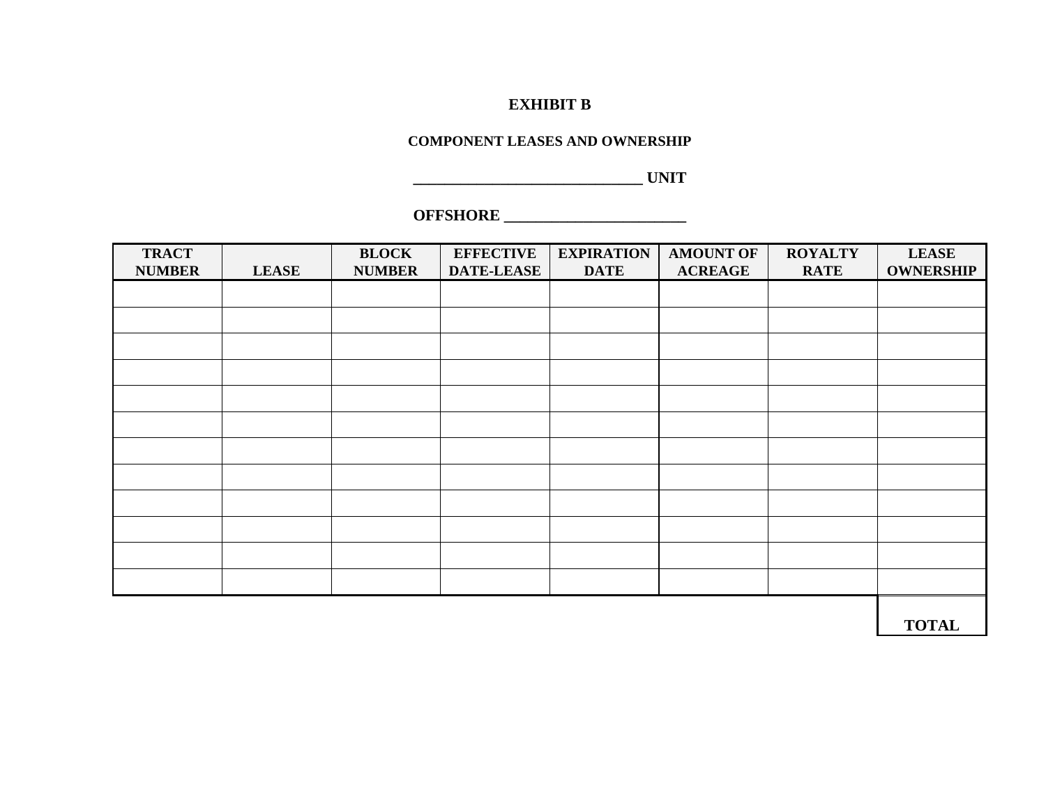**EXHIBIT B**

**COMPONENT LEASES AND OWNERSHIP**

**_____________________________ UNIT**

**OFFSHORE ________________________**

| TRACT NUMBER | LEASE | BLOCK NUMBER | EFFECTIVE DATE-LEASE | EXPIRATION DATE | AMOUNT OF ACREAGE | ROYALTY RATE | LEASE OWNERSHIP |
|---|---|---|---|---|---|---|---|
| | | | | | | | |
| | | | | | | | |
| | | | | | | | |
| | | | | | | | |
| | | | | | | | |
| | | | | | | | |
| | | | | | | | |
| | | | | | | | |
| | | | | | | | |
| | | | | | | | |
| | | | | | | | |
| | | | | | | | |
| | | | | | | | TOTAL |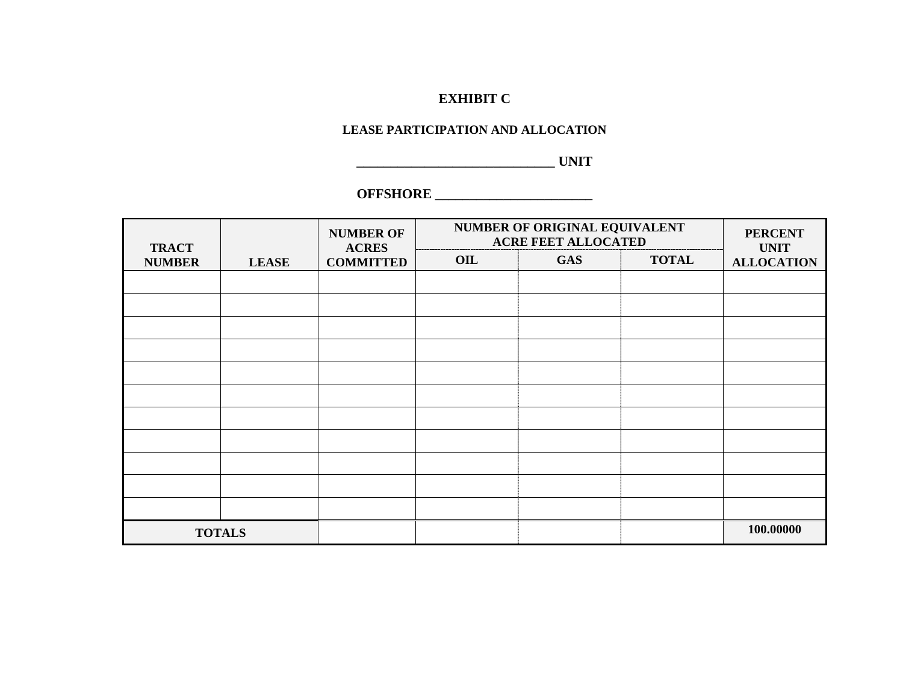**EXHIBIT C**

**LEASE PARTICIPATION AND ALLOCATION**

**_____________________________ UNIT**

**OFFSHORE ________________________**

| TRACT NUMBER | LEASE | NUMBER OF ACRES COMMITTED | NUMBER OF ORIGINAL EQUIVALENT ACRE FEET ALLOCATED | | | PERCENT UNIT ALLOCATION |
|---|---|---|---|---|---|---|
| | | | OIL | GAS | TOTAL | |
| | | | | | | |
| | | | | | | |
| | | | | | | |
| | | | | | | |
| | | | | | | |
| | | | | | | |
| | | | | | | |
| | | | | | | |
| | | | | | | |
| | | | | | | |
| | | | | | | |
| TOTALS | | | | | | 100.00000 |